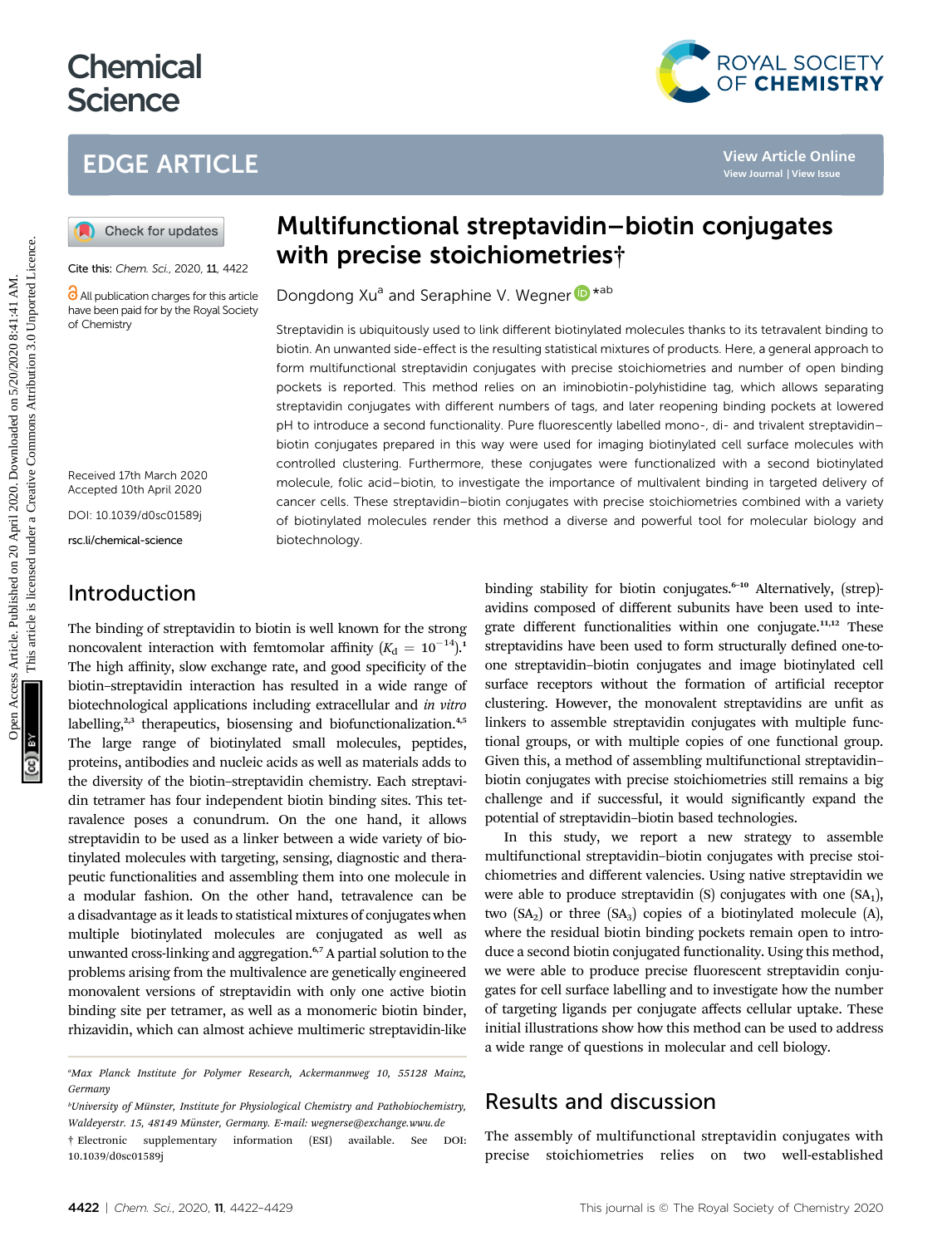# Multifunctional streptavidin–biotin conjugates with precise stoichiometries†

Cite this: *Chem. Sci.*, 2020, **11**, 4422

All publication charges for this article have been paid for by the Royal Society of Chemistry

Dongdong Xu[a] and Seraphine V. Wegner*[ab]

Received 17th March 2020
Accepted 10th April 2020

DOI: 10.1039/d0sc01589j

rsc.li/chemical-science

Streptavidin is ubiquitously used to link different biotinylated molecules thanks to its tetravalent binding to biotin. An unwanted side-effect is the resulting statistical mixtures of products. Here, a general approach to form multifunctional streptavidin conjugates with precise stoichiometries and number of open binding pockets is reported. This method relies on an iminobiotin-polyhistidine tag, which allows separating streptavidin conjugates with different numbers of tags, and later reopening binding pockets at lowered pH to introduce a second functionality. Pure fluorescently labelled mono-, di- and trivalent streptavidin–biotin conjugates prepared in this way were used for imaging biotinylated cell surface molecules with controlled clustering. Furthermore, these conjugates were functionalized with a second biotinylated molecule, folic acid–biotin, to investigate the importance of multivalent binding in targeted delivery of cancer cells. These streptavidin–biotin conjugates with precise stoichiometries combined with a variety of biotinylated molecules render this method a diverse and powerful tool for molecular biology and biotechnology.

## Introduction

The binding of streptavidin to biotin is well known for the strong noncovalent interaction with femtomolar affinity ($K_d = 10^{-14}$).[1] The high affinity, slow exchange rate, and good specificity of the biotin–streptavidin interaction has resulted in a wide range of biotechnological applications including extracellular and *in vitro* labelling,[2,3] therapeutics, biosensing and biofunctionalization.[4,5] The large range of biotinylated small molecules, peptides, proteins, antibodies and nucleic acids as well as materials adds to the diversity of the biotin–streptavidin chemistry. Each streptavidin tetramer has four independent biotin binding sites. This tetravalence poses a conundrum. On the one hand, it allows streptavidin to be used as a linker between a wide variety of biotinylated molecules with targeting, sensing, diagnostic and therapeutic functionalities and assembling them into one molecule in a modular fashion. On the other hand, tetravalence can be a disadvantage as it leads to statistical mixtures of conjugates when multiple biotinylated molecules are conjugated as well as unwanted cross-linking and aggregation.[6,7] A partial solution to the problems arising from the multivalence are genetically engineered monovalent versions of streptavidin with only one active biotin binding site per tetramer, as well as a monomeric biotin binder, rhizavidin, which can almost achieve multimeric streptavidin-like binding stability for biotin conjugates.[6–10] Alternatively, (strep)-avidins composed of different subunits have been used to integrate different functionalities within one conjugate.[11,12] These streptavidins have been used to form structurally defined one-to-one streptavidin–biotin conjugates and image biotinylated cell surface receptors without the formation of artificial receptor clustering. However, the monovalent streptavidins are unfit as linkers to assemble streptavidin conjugates with multiple functional groups, or with multiple copies of one functional group. Given this, a method of assembling multifunctional streptavidin–biotin conjugates with precise stoichiometries still remains a big challenge and if successful, it would significantly expand the potential of streptavidin–biotin based technologies.

In this study, we report a new strategy to assemble multifunctional streptavidin–biotin conjugates with precise stoichiometries and different valencies. Using native streptavidin we were able to produce streptavidin (S) conjugates with one ($SA_1$), two ($SA_2$) or three ($SA_3$) copies of a biotinylated molecule (A), where the residual biotin binding pockets remain open to introduce a second biotin conjugated functionality. Using this method, we were able to produce precise fluorescent streptavidin conjugates for cell surface labelling and to investigate how the number of targeting ligands per conjugate affects cellular uptake. These initial illustrations show how this method can be used to address a wide range of questions in molecular and cell biology.

## Results and discussion

The assembly of multifunctional streptavidin conjugates with precise stoichiometries relies on two well-established

---

[a] Max Planck Institute for Polymer Research, Ackermannweg 10, 55128 Mainz, Germany

[b] University of Münster, Institute for Physiological Chemistry and Pathobiochemistry, Waldeyerstr. 15, 48149 Münster, Germany. E-mail: wegnerse@exchange.wwu.de

† Electronic supplementary information (ESI) available. See DOI: 10.1039/d0sc01589j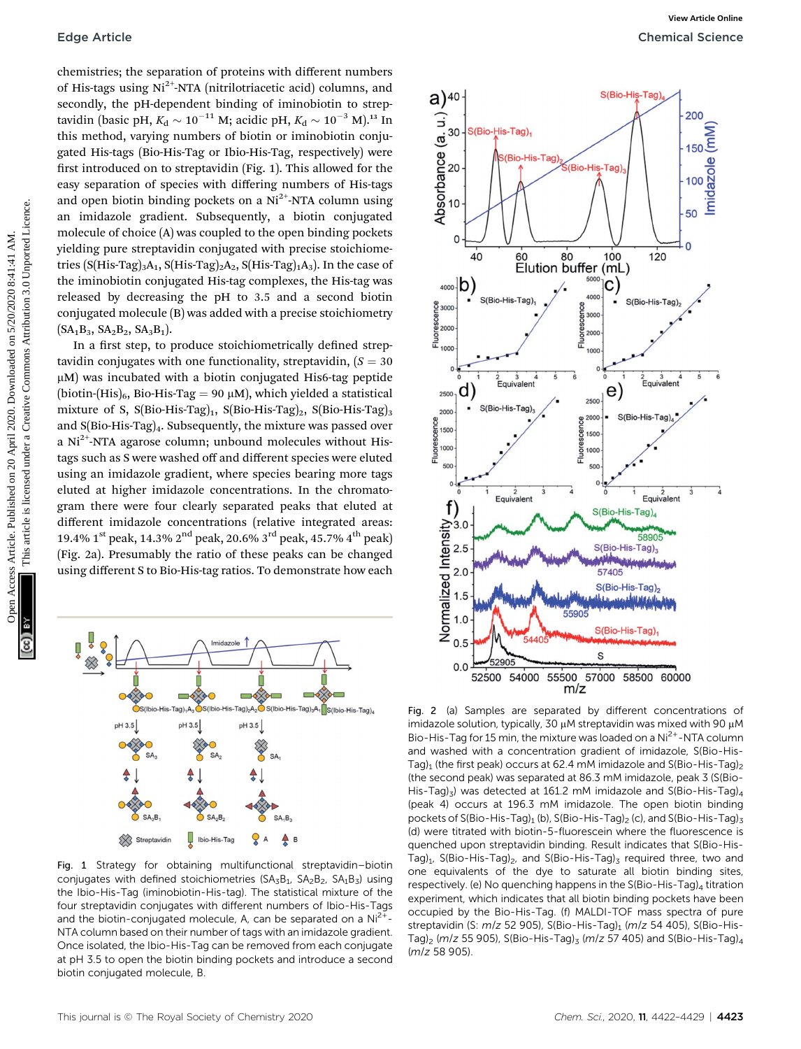chemistries; the separation of proteins with different numbers of His-tags using $Ni^{2+}$-NTA (nitrilotriacetic acid) columns, and secondly, the pH-dependent binding of iminobiotin to streptavidin (basic pH, $K_d \sim 10^{-11}$ M; acidic pH, $K_d \sim 10^{-3}$ M).[13] In this method, varying numbers of biotin or iminobiotin conjugated His-tags (Bio-His-Tag or Ibio-His-Tag, respectively) were first introduced on to streptavidin (Fig. 1). This allowed for the easy separation of species with differing numbers of His-tags and open biotin binding pockets on a $Ni^{2+}$-NTA column using an imidazole gradient. Subsequently, a biotin conjugated molecule of choice (A) was coupled to the open binding pockets yielding pure streptavidin conjugated with precise stoichiometries ($S(His\text{-}Tag)_3A_1$, $S(His\text{-}Tag)_2A_2$, $S(His\text{-}Tag)_1A_3$). In the case of the iminobiotin conjugated His-tag complexes, the His-tag was released by decreasing the pH to 3.5 and a second biotin conjugated molecule (B) was added with a precise stoichiometry ($SA_1B_3$, $SA_2B_2$, $SA_3B_1$).

In a first step, to produce stoichiometrically defined streptavidin conjugates with one functionality, streptavidin, ($S$ = 30 μM) was incubated with a biotin conjugated His6-tag peptide (biotin-(His)$_6$, Bio-His-Tag = 90 μM), which yielded a statistical mixture of S, $S(Bio\text{-}His\text{-}Tag)_1$, $S(Bio\text{-}His\text{-}Tag)_2$, $S(Bio\text{-}His\text{-}Tag)_3$ and $S(Bio\text{-}His\text{-}Tag)_4$. Subsequently, the mixture was passed over a $Ni^{2+}$-NTA agarose column; unbound molecules without His-tags such as S were washed off and different species were eluted using an imidazole gradient, where species bearing more tags eluted at higher imidazole concentrations. In the chromatogram there were four clearly separated peaks that eluted at different imidazole concentrations (relative integrated areas: 19.4% 1$^{st}$ peak, 14.3% 2$^{nd}$ peak, 20.6% 3$^{rd}$ peak, 45.7% 4$^{th}$ peak) (Fig. 2a). Presumably the ratio of these peaks can be changed using different S to Bio-His-tag ratios. To demonstrate how each

Fig. 1 Strategy for obtaining multifunctional streptavidin–biotin conjugates with defined stoichiometries ($SA_3B_1$, $SA_2B_2$, $SA_1B_3$) using the Ibio-His-Tag (iminobiotin-His-tag). The statistical mixture of the four streptavidin conjugates with different numbers of Ibio-His-Tags and the biotin-conjugated molecule, A, can be separated on a $Ni^{2+}$-NTA column based on their number of tags with an imidazole gradient. Once isolated, the Ibio-His-Tag can be removed from each conjugate at pH 3.5 to open the biotin binding pockets and introduce a second biotin conjugated molecule, B.

Fig. 2 (a) Samples are separated by different concentrations of imidazole solution, typically, 30 μM streptavidin was mixed with 90 μM Bio-His-Tag for 15 min, the mixture was loaded on a $Ni^{2+}$-NTA column and washed with a concentration gradient of imidazole, $S(Bio\text{-}His\text{-}Tag)_1$ (the first peak) occurs at 62.4 mM imidazole and $S(Bio\text{-}His\text{-}Tag)_2$ (the second peak) was separated at 86.3 mM imidazole, peak 3 ($S(Bio\text{-}His\text{-}Tag)_3$) was detected at 161.2 mM imidazole and $S(Bio\text{-}His\text{-}Tag)_4$ (peak 4) occurs at 196.3 mM imidazole. The open biotin binding pockets of $S(Bio\text{-}His\text{-}Tag)_1$ (b), $S(Bio\text{-}His\text{-}Tag)_2$ (c), and $S(Bio\text{-}His\text{-}Tag)_3$ (d) were titrated with biotin-5-fluorescein where the fluorescence is quenched upon streptavidin binding. Result indicates that $S(Bio\text{-}His\text{-}Tag)_1$, $S(Bio\text{-}His\text{-}Tag)_2$, and $S(Bio\text{-}His\text{-}Tag)_3$ required three, two and one equivalents of the dye to saturate all biotin binding sites, respectively. (e) No quenching happens in the $S(Bio\text{-}His\text{-}Tag)_4$ titration experiment, which indicates that all biotin binding pockets have been occupied by the Bio-His-Tag. (f) MALDI-TOF mass spectra of pure streptavidin (S: $m/z$ 52 905), $S(Bio\text{-}His\text{-}Tag)_1$ ($m/z$ 54 405), $S(Bio\text{-}His\text{-}Tag)_2$ ($m/z$ 55 905), $S(Bio\text{-}His\text{-}Tag)_3$ ($m/z$ 57 405) and $S(Bio\text{-}His\text{-}Tag)_4$ ($m/z$ 58 905).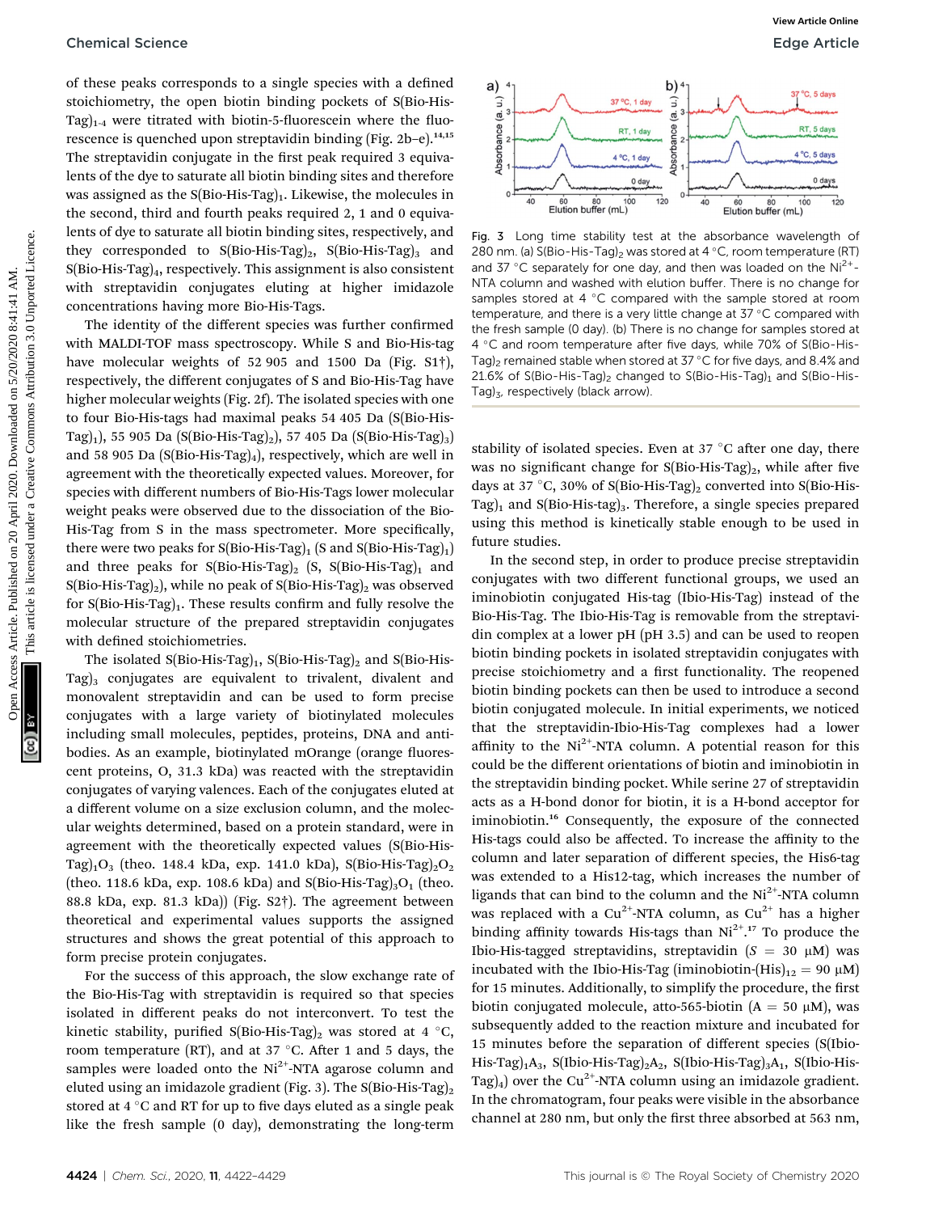of these peaks corresponds to a single species with a defined stoichiometry, the open biotin binding pockets of S(Bio-His-Tag)$_{1-4}$ were titrated with biotin-5-fluorescein where the fluorescence is quenched upon streptavidin binding (Fig. 2b–e).[14,15] The streptavidin conjugate in the first peak required 3 equivalents of the dye to saturate all biotin binding sites and therefore was assigned as the S(Bio-His-Tag)$_1$. Likewise, the molecules in the second, third and fourth peaks required 2, 1 and 0 equivalents of dye to saturate all biotin binding sites, respectively, and they corresponded to S(Bio-His-Tag)$_2$, S(Bio-His-Tag)$_3$ and S(Bio-His-Tag)$_4$, respectively. This assignment is also consistent with streptavidin conjugates eluting at higher imidazole concentrations having more Bio-His-Tags.

The identity of the different species was further confirmed with MALDI-TOF mass spectroscopy. While S and Bio-His-tag have molecular weights of 52 905 and 1500 Da (Fig. S1†), respectively, the different conjugates of S and Bio-His-Tag have higher molecular weights (Fig. 2f). The isolated species with one to four Bio-His-tags had maximal peaks 54 405 Da (S(Bio-His-Tag)$_1$), 55 905 Da (S(Bio-His-Tag)$_2$), 57 405 Da (S(Bio-His-Tag)$_3$) and 58 905 Da (S(Bio-His-Tag)$_4$), respectively, which are well in agreement with the theoretically expected values. Moreover, for species with different numbers of Bio-His-Tags lower molecular weight peaks were observed due to the dissociation of the Bio-His-Tag from S in the mass spectrometer. More specifically, there were two peaks for S(Bio-His-Tag)$_1$ (S and S(Bio-His-Tag)$_1$) and three peaks for S(Bio-His-Tag)$_2$ (S, S(Bio-His-Tag)$_1$ and S(Bio-His-Tag)$_2$), while no peak of S(Bio-His-Tag)$_2$ was observed for S(Bio-His-Tag)$_1$. These results confirm and fully resolve the molecular structure of the prepared streptavidin conjugates with defined stoichiometries.

The isolated S(Bio-His-Tag)$_1$, S(Bio-His-Tag)$_2$ and S(Bio-His-Tag)$_3$ conjugates are equivalent to trivalent, divalent and monovalent streptavidin and can be used to form precise conjugates with a large variety of biotinylated molecules including small molecules, peptides, proteins, DNA and antibodies. As an example, biotinylated mOrange (orange fluorescent proteins, O, 31.3 kDa) was reacted with the streptavidin conjugates of varying valences. Each of the conjugates eluted at a different volume on a size exclusion column, and the molecular weights determined, based on a protein standard, were in agreement with the theoretically expected values (S(Bio-His-Tag)$_1$O$_3$ (theo. 148.4 kDa, exp. 141.0 kDa), S(Bio-His-Tag)$_2$O$_2$ (theo. 118.6 kDa, exp. 108.6 kDa) and S(Bio-His-Tag)$_3$O$_1$ (theo. 88.8 kDa, exp. 81.3 kDa)) (Fig. S2†). The agreement between theoretical and experimental values supports the assigned structures and shows the great potential of this approach to form precise protein conjugates.

For the success of this approach, the slow exchange rate of the Bio-His-Tag with streptavidin is required so that species isolated in different peaks do not interconvert. To test the kinetic stability, purified S(Bio-His-Tag)$_2$ was stored at 4 °C, room temperature (RT), and at 37 °C. After 1 and 5 days, the samples were loaded onto the $Ni^{2+}$-NTA agarose column and eluted using an imidazole gradient (Fig. 3). The S(Bio-His-Tag)$_2$ stored at 4 °C and RT for up to five days eluted as a single peak like the fresh sample (0 day), demonstrating the long-term stability of isolated species. Even at 37 °C after one day, there was no significant change for S(Bio-His-Tag)$_2$, while after five days at 37 °C, 30% of S(Bio-His-Tag)$_2$ converted into S(Bio-His-Tag)$_1$ and S(Bio-His-tag)$_3$. Therefore, a single species prepared using this method is kinetically stable enough to be used in future studies.

Fig. 3 Long time stability test at the absorbance wavelength of 280 nm. (a) S(Bio-His-Tag)$_2$ was stored at 4 °C, room temperature (RT) and 37 °C separately for one day, and then was loaded on the $Ni^{2+}$-NTA column and washed with elution buffer. There is no change for samples stored at 4 °C compared with the sample stored at room temperature, and there is a very little change at 37 °C compared with the fresh sample (0 day). (b) There is no change for samples stored at 4 °C and room temperature after five days, while 70% of S(Bio-His-Tag)$_2$ remained stable when stored at 37 °C for five days, and 8.4% and 21.6% of S(Bio-His-Tag)$_2$ changed to S(Bio-His-Tag)$_1$ and S(Bio-His-Tag)$_3$, respectively (black arrow).

In the second step, in order to produce precise streptavidin conjugates with two different functional groups, we used an iminobiotin conjugated His-tag (Ibio-His-Tag) instead of the Bio-His-Tag. The Ibio-His-Tag is removable from the streptavidin complex at a lower pH (pH 3.5) and can be used to reopen biotin binding pockets in isolated streptavidin conjugates with precise stoichiometry and a first functionality. The reopened biotin binding pockets can then be used to introduce a second biotin conjugated molecule. In initial experiments, we noticed that the streptavidin-Ibio-His-Tag complexes had a lower affinity to the $Ni^{2+}$-NTA column. A potential reason for this could be the different orientations of biotin and iminobiotin in the streptavidin binding pocket. While serine 27 of streptavidin acts as a H-bond donor for biotin, it is a H-bond acceptor for iminobiotin.[16] Consequently, the exposure of the connected His-tags could also be affected. To increase the affinity to the column and later separation of different species, the His6-tag was extended to a His12-tag, which increases the number of ligands that can bind to the column and the $Ni^{2+}$-NTA column was replaced with a $Cu^{2+}$-NTA column, as $Cu^{2+}$ has a higher binding affinity towards His-tags than $Ni^{2+}$.[17] To produce the Ibio-His-tagged streptavidins, streptavidin ($S$ = 30 μM) was incubated with the Ibio-His-Tag (iminobiotin-(His)$_{12}$ = 90 μM) for 15 minutes. Additionally, to simplify the procedure, the first biotin conjugated molecule, atto-565-biotin (A = 50 μM), was subsequently added to the reaction mixture and incubated for 15 minutes before the separation of different species (S(Ibio-His-Tag)$_1$A$_3$, S(Ibio-His-Tag)$_2$A$_2$, S(Ibio-His-Tag)$_3$A$_1$, S(Ibio-His-Tag)$_4$) over the $Cu^{2+}$-NTA column using an imidazole gradient. In the chromatogram, four peaks were visible in the absorbance channel at 280 nm, but only the first three absorbed at 563 nm,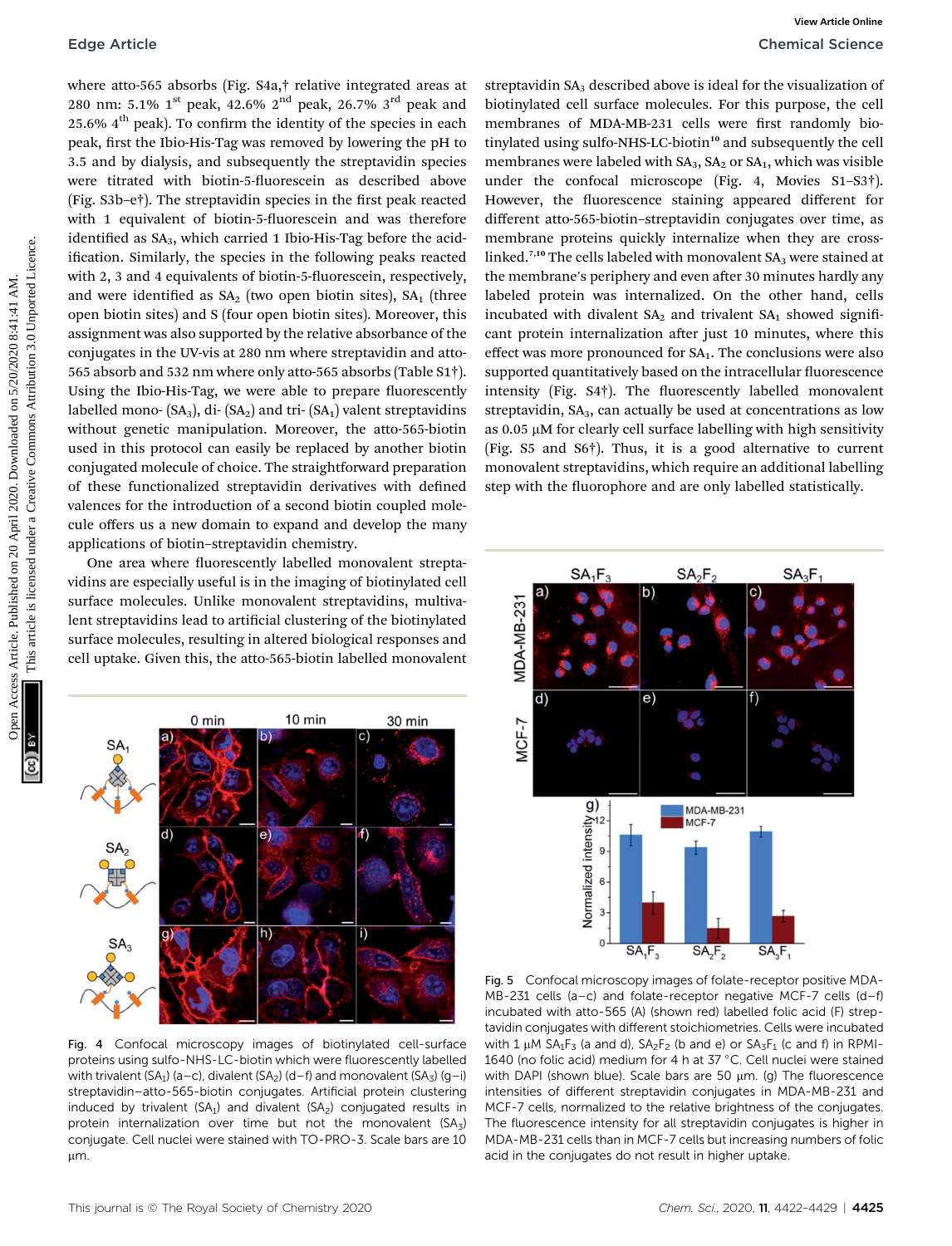where atto-565 absorbs (Fig. S4a,† relative integrated areas at 280 nm: 5.1% 1st peak, 42.6% 2nd peak, 26.7% 3rd peak and 25.6% 4th peak). To confirm the identity of the species in each peak, first the Ibio-His-Tag was removed by lowering the pH to 3.5 and by dialysis, and subsequently the streptavidin species were titrated with biotin-5-fluorescein as described above (Fig. S3b–e†). The streptavidin species in the first peak reacted with 1 equivalent of biotin-5-fluorescein and was therefore identified as $SA_3$, which carried 1 Ibio-His-Tag before the acidification. Similarly, the species in the following peaks reacted with 2, 3 and 4 equivalents of biotin-5-fluorescein, respectively, and were identified as $SA_2$ (two open biotin sites), $SA_1$ (three open biotin sites) and S (four open biotin sites). Moreover, this assignment was also supported by the relative absorbance of the conjugates in the UV-vis at 280 nm where streptavidin and atto-565 absorb and 532 nm where only atto-565 absorbs (Table S1†). Using the Ibio-His-Tag, we were able to prepare fluorescently labelled mono- ($SA_3$), di- ($SA_2$) and tri- ($SA_1$) valent streptavidins without genetic manipulation. Moreover, the atto-565-biotin used in this protocol can easily be replaced by another biotin conjugated molecule of choice. The straightforward preparation of these functionalized streptavidin derivatives with defined valences for the introduction of a second biotin coupled molecule offers us a new domain to expand and develop the many applications of biotin–streptavidin chemistry.

One area where fluorescently labelled monovalent streptavidins are especially useful is in the imaging of biotinylated cell surface molecules. Unlike monovalent streptavidins, multivalent streptavidins lead to artificial clustering of the biotinylated surface molecules, resulting in altered biological responses and cell uptake. Given this, the atto-565-biotin labelled monovalent streptavidin $SA_3$ described above is ideal for the visualization of biotinylated cell surface molecules. For this purpose, the cell membranes of MDA-MB-231 cells were first randomly biotinylated using sulfo-NHS-LC-biotin[10] and subsequently the cell membranes were labeled with $SA_3$, $SA_2$ or $SA_1$, which was visible under the confocal microscope (Fig. 4, Movies S1–S3†). However, the fluorescence staining appeared different for different atto-565-biotin–streptavidin conjugates over time, as membrane proteins quickly internalize when they are cross-linked.[7,10] The cells labeled with monovalent $SA_3$ were stained at the membrane's periphery and even after 30 minutes hardly any labeled protein was internalized. On the other hand, cells incubated with divalent $SA_2$ and trivalent $SA_1$ showed significant protein internalization after just 10 minutes, where this effect was more pronounced for $SA_1$. The conclusions were also supported quantitatively based on the intracellular fluorescence intensity (Fig. S4†). The fluorescently labelled monovalent streptavidin, $SA_3$, can actually be used at concentrations as low as 0.05 μM for clearly cell surface labelling with high sensitivity (Fig. S5 and S6†). Thus, it is a good alternative to current monovalent streptavidins, which require an additional labelling step with the fluorophore and are only labelled statistically.

Fig. 4 Confocal microscopy images of biotinylated cell-surface proteins using sulfo-NHS-LC-biotin which were fluorescently labelled with trivalent ($SA_1$) (a–c), divalent ($SA_2$) (d–f) and monovalent ($SA_3$) (g–i) streptavidin–atto-565-biotin conjugates. Artificial protein clustering induced by trivalent ($SA_1$) and divalent ($SA_2$) conjugated results in protein internalization over time but not the monovalent ($SA_3$) conjugate. Cell nuclei were stained with TO-PRO-3. Scale bars are 10 μm.

Fig. 5 Confocal microscopy images of folate-receptor positive MDA-MB-231 cells (a–c) and folate-receptor negative MCF-7 cells (d–f) incubated with atto-565 (A) (shown red) labelled folic acid (F) streptavidin conjugates with different stoichiometries. Cells were incubated with 1 μM $SA_1F_3$ (a and d), $SA_2F_2$ (b and e) or $SA_3F_1$ (c and f) in RPMI-1640 (no folic acid) medium for 4 h at 37 °C. Cell nuclei were stained with DAPI (shown blue). Scale bars are 50 μm. The fluorescence intensities of different streptavidin conjugates in MDA-MB-231 and MCF-7 cells, normalized to the relative brightness of the conjugates. The fluorescence intensity for all streptavidin conjugates is higher in MDA-MB-231 cells than in MCF-7 cells but increasing numbers of folic acid in the conjugates do not result in higher uptake.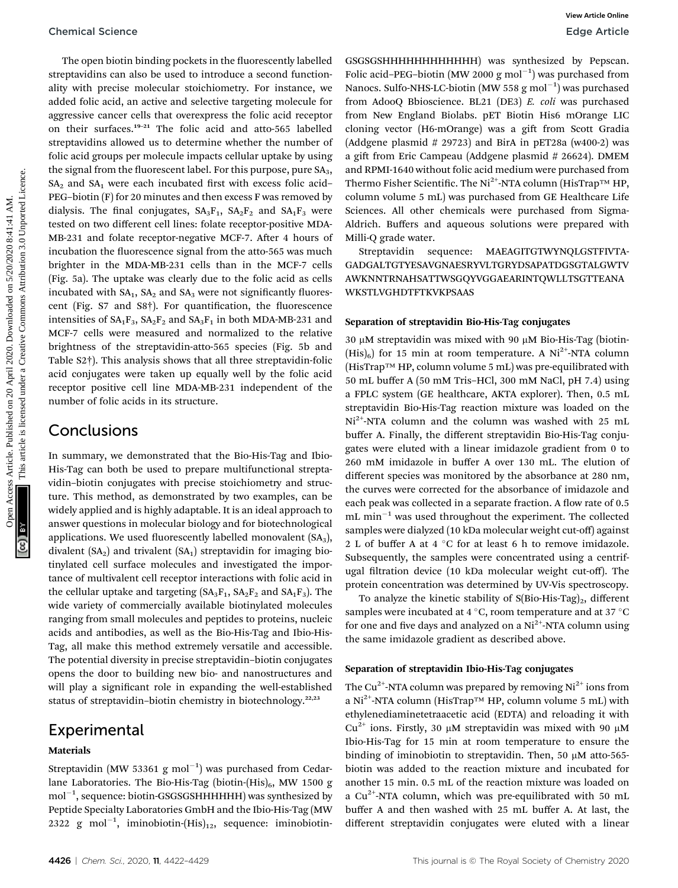The open biotin binding pockets in the fluorescently labelled streptavidins can also be used to introduce a second functionality with precise molecular stoichiometry. For instance, we added folic acid, an active and selective targeting molecule for aggressive cancer cells that overexpress the folic acid receptor on their surfaces.[19–21] The folic acid and atto-565 labelled streptavidins allowed us to determine whether the number of folic acid groups per molecule impacts cellular uptake by using the signal from the fluorescent label. For this purpose, pure $SA_3$, $SA_2$ and $SA_1$ were each incubated first with excess folic acid–PEG–biotin (F) for 20 minutes and then excess F was removed by dialysis. The final conjugates, $SA_3F_1$, $SA_2F_2$ and $SA_1F_3$ were tested on two different cell lines: folate receptor-positive MDA-MB-231 and folate receptor-negative MCF-7. After 4 hours of incubation the fluorescence signal from the atto-565 was much brighter in the MDA-MB-231 cells than in the MCF-7 cells (Fig. 5a). The uptake was clearly due to the folic acid as cells incubated with $SA_1$, $SA_2$ and $SA_3$ were not significantly fluorescent (Fig. S7 and S8†). For quantification, the fluorescence intensities of $SA_1F_3$, $SA_2F_2$ and $SA_3F_1$ in both MDA-MB-231 and MCF-7 cells were measured and normalized to the relative brightness of the streptavidin-atto-565 species (Fig. 5b and Table S2†). This analysis shows that all three streptavidin-folic acid conjugates were taken up equally well by the folic acid receptor positive cell line MDA-MB-231 independent of the number of folic acids in its structure.

## Conclusions

In summary, we demonstrated that the Bio-His-Tag and Ibio-His-Tag can both be used to prepare multifunctional streptavidin–biotin conjugates with precise stoichiometry and structure. This method, as demonstrated by two examples, can be widely applied and is highly adaptable. It is an ideal approach to answer questions in molecular biology and for biotechnological applications. We used fluorescently labelled monovalent ($SA_3$), divalent ($SA_2$) and trivalent ($SA_1$) streptavidin for imaging biotinylated cell surface molecules and investigated the importance of multivalent cell receptor interactions with folic acid in the cellular uptake and targeting ($SA_3F_1$, $SA_2F_2$ and $SA_1F_3$). The wide variety of commercially available biotinylated molecules ranging from small molecules and peptides to proteins, nucleic acids and antibodies, as well as the Bio-His-Tag and Ibio-His-Tag, all make this method extremely versatile and accessible. The potential diversity in precise streptavidin–biotin conjugates opens the door to building new bio- and nanostructures and will play a significant role in expanding the well-established status of streptavidin–biotin chemistry in biotechnology.[22,23]

## Experimental

### Materials

Streptavidin (MW 53361 g mol$^{-1}$) was purchased from Cedarlane Laboratories. The Bio-His-Tag (biotin-$(His)_6$, MW 1500 g mol$^{-1}$, sequence: biotin-GSGSGSHHHHHH) was synthesized by Peptide Specialty Laboratories GmbH and the Ibio-His-Tag (MW 2322 g mol$^{-1}$, iminobiotin-$(His)_{12}$, sequence: iminobiotin-GSGSGSHHHHHHHHHHHH) was synthesized by Pepscan. Folic acid–PEG–biotin (MW 2000 g mol$^{-1}$) was purchased from Nanocs. Sulfo-NHS-LC-biotin (MW 558 g mol$^{-1}$) was purchased from AdooQ Bbioscience. BL21 (DE3) *E. coli* was purchased from New England Biolabs. pET Biotin His6 mOrange LIC cloning vector (H6-mOrange) was a gift from Scott Gradia (Addgene plasmid # 29723) and BirA in pET28a (w400-2) was a gift from Eric Campeau (Addgene plasmid # 26624). DMEM and RPMI-1640 without folic acid medium were purchased from Thermo Fisher Scientific. The $Ni^{2+}$-NTA column (HisTrap™ HP, column volume 5 mL) was purchased from GE Healthcare Life Sciences. All other chemicals were purchased from Sigma-Aldrich. Buffers and aqueous solutions were prepared with Milli-Q grade water.

Streptavidin sequence: MAEAGITGTWYNQLGSTFIVTAGADGALTGTYESAVGNAESRYVLTGRYDSAPATDGSGTALGWTVAWKNNTRNAHSATTWSGQYVGGAEARINTQWLLTSGTTEANAWKSTLVGHDTFTKVKPSAAS

### Separation of streptavidin Bio-His-Tag conjugates

30 μM streptavidin was mixed with 90 μM Bio-His-Tag (biotin-$(His)_6$) for 15 min at room temperature. A $Ni^{2+}$-NTA column (HisTrap™ HP, column volume 5 mL) was pre-equilibrated with 50 mL buffer A (50 mM Tris–HCl, 300 mM NaCl, pH 7.4) using a FPLC system (GE healthcare, AKTA explorer). Then, 0.5 mL streptavidin Bio-His-Tag reaction mixture was loaded on the $Ni^{2+}$-NTA column and the column was washed with 25 mL buffer A. Finally, the different streptavidin Bio-His-Tag conjugates were eluted with a linear imidazole gradient from 0 to 260 mM imidazole in buffer A over 130 mL. The elution of different species was monitored by the absorbance at 280 nm, the curves were corrected for the absorbance of imidazole and each peak was collected in a separate fraction. A flow rate of 0.5 mL min$^{-1}$ was used throughout the experiment. The collected samples were dialyzed (10 kDa molecular weight cut-off) against 2 L of buffer A at 4 °C for at least 6 h to remove imidazole. Subsequently, the samples were concentrated using a centrifugal filtration device (10 kDa molecular weight cut-off). The protein concentration was determined by UV-Vis spectroscopy.

To analyze the kinetic stability of S(Bio-His-Tag)$_2$, different samples were incubated at 4 °C, room temperature and at 37 °C for one and five days and analyzed on a $Ni^{2+}$-NTA column using the same imidazole gradient as described above.

### Separation of streptavidin Ibio-His-Tag conjugates

The $Cu^{2+}$-NTA column was prepared by removing $Ni^{2+}$ ions from a $Ni^{2+}$-NTA column (HisTrap™ HP, column volume 5 mL) with ethylenediaminetetraacetic acid (EDTA) and reloading it with $Cu^{2+}$ ions. Firstly, 30 μM streptavidin was mixed with 90 μM Ibio-His-Tag for 15 min at room temperature to ensure the binding of iminobiotin to streptavidin. Then, 50 μM atto-565-biotin was added to the reaction mixture and incubated for another 15 min. 0.5 mL of the reaction mixture was loaded on a $Cu^{2+}$-NTA column, which was pre-equilibrated with 50 mL buffer A and then washed with 25 mL buffer A. At last, the different streptavidin conjugates were eluted with a linear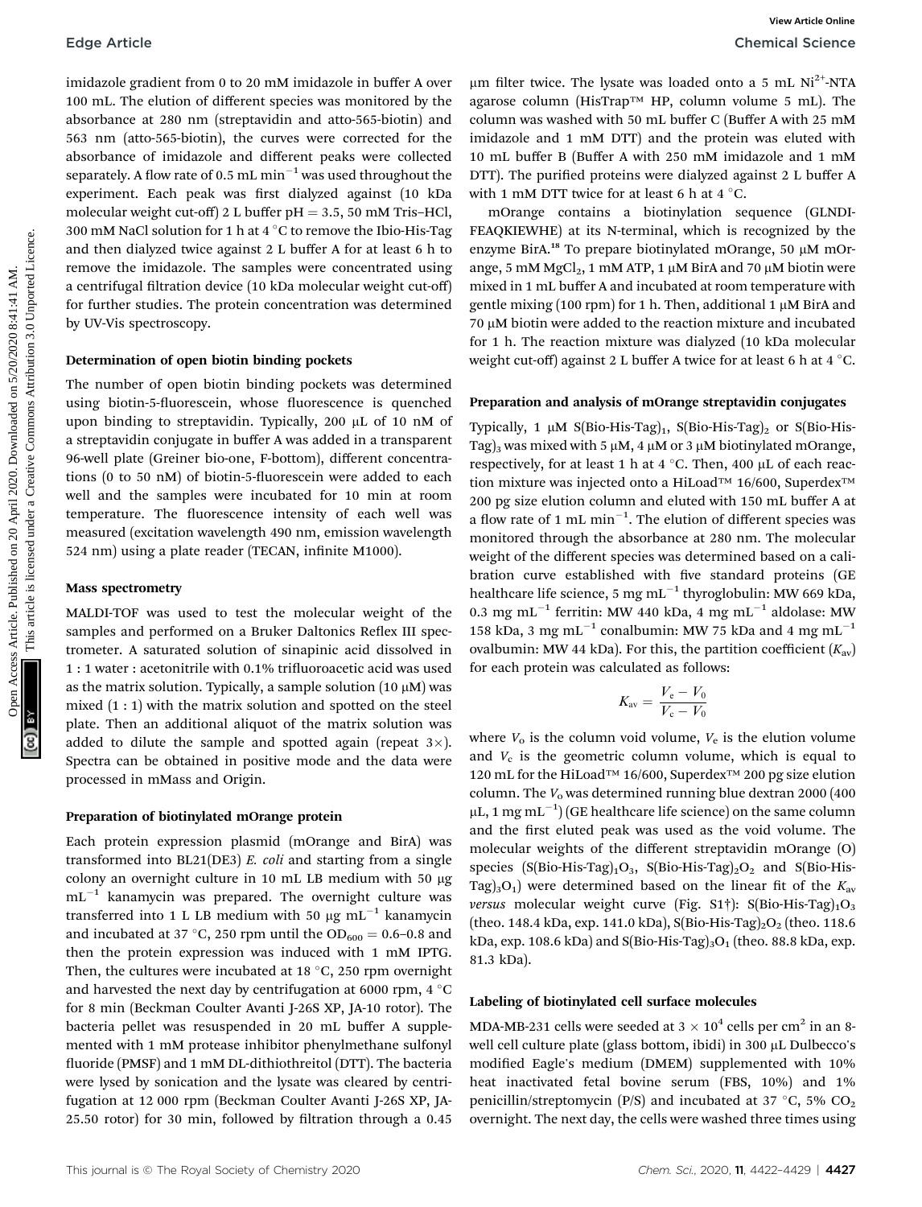imidazole gradient from 0 to 20 mM imidazole in buffer A over 100 mL. The elution of different species was monitored by the absorbance at 280 nm (streptavidin and atto-565-biotin) and 563 nm (atto-565-biotin), the curves were corrected for the absorbance of imidazole and different peaks were collected separately. A flow rate of 0.5 mL $min^{-1}$ was used throughout the experiment. Each peak was first dialyzed against (10 kDa molecular weight cut-off) 2 L buffer pH = 3.5, 50 mM Tris–HCl, 300 mM NaCl solution for 1 h at 4 °C to remove the Ibio-His-Tag and then dialyzed twice against 2 L buffer A for at least 6 h to remove the imidazole. The samples were concentrated using a centrifugal filtration device (10 kDa molecular weight cut-off) for further studies. The protein concentration was determined by UV-Vis spectroscopy.

#### Determination of open biotin binding pockets

The number of open biotin binding pockets was determined using biotin-5-fluorescein, whose fluorescence is quenched upon binding to streptavidin. Typically, 200 μL of 10 nM of a streptavidin conjugate in buffer A was added in a transparent 96-well plate (Greiner bio-one, F-bottom), different concentrations (0 to 50 nM) of biotin-5-fluorescein were added to each well and the samples were incubated for 10 min at room temperature. The fluorescence intensity of each well was measured (excitation wavelength 490 nm, emission wavelength 524 nm) using a plate reader (TECAN, infinite M1000).

#### Mass spectrometry

MALDI-TOF was used to test the molecular weight of the samples and performed on a Bruker Daltonics Reflex III spectrometer. A saturated solution of sinapinic acid dissolved in 1 : 1 water : acetonitrile with 0.1% trifluoroacetic acid was used as the matrix solution. Typically, a sample solution (10 μM) was mixed (1 : 1) with the matrix solution and spotted on the steel plate. Then an additional aliquot of the matrix solution was added to dilute the sample and spotted again (repeat 3×). Spectra can be obtained in positive mode and the data were processed in mMass and Origin.

#### Preparation of biotinylated mOrange protein

Each protein expression plasmid (mOrange and BirA) was transformed into BL21(DE3) *E. coli* and starting from a single colony an overnight culture in 10 mL LB medium with 50 μg $mL^{-1}$ kanamycin was prepared. The overnight culture was transferred into 1 L LB medium with 50 μg $mL^{-1}$ kanamycin and incubated at 37 °C, 250 rpm until the $OD_{600}$ = 0.6–0.8 and then the protein expression was induced with 1 mM IPTG. Then, the cultures were incubated at 18 °C, 250 rpm overnight and harvested the next day by centrifugation at 6000 rpm, 4 °C for 8 min (Beckman Coulter Avanti J-26S XP, JA-10 rotor). The bacteria pellet was resuspended in 20 mL buffer A supplemented with 1 mM protease inhibitor phenylmethane sulfonyl fluoride (PMSF) and 1 mM DL-dithiothreitol (DTT). The bacteria were lysed by sonication and the lysate was cleared by centrifugation at 12 000 rpm (Beckman Coulter Avanti J-26S XP, JA-25.50 rotor) for 30 min, followed by filtration through a 0.45 μm filter twice. The lysate was loaded onto a 5 mL $Ni^{2+}$-NTA agarose column (HisTrap™ HP, column volume 5 mL). The column was washed with 50 mL buffer C (Buffer A with 25 mM imidazole and 1 mM DTT) and the protein was eluted with 10 mL buffer B (Buffer A with 250 mM imidazole and 1 mM DTT). The purified proteins were dialyzed against 2 L buffer A with 1 mM DTT twice for at least 6 h at 4 °C.

mOrange contains a biotinylation sequence (GLNDIFEAQKIEWHE) at its N-terminal, which is recognized by the enzyme BirA.[18] To prepare biotinylated mOrange, 50 μM mOrange, 5 mM $MgCl_2$, 1 mM ATP, 1 μM BirA and 70 μM biotin were mixed in 1 mL buffer A and incubated at room temperature with gentle mixing (100 rpm) for 1 h. Then, additional 1 μM BirA and 70 μM biotin were added to the reaction mixture and incubated for 1 h. The reaction mixture was dialyzed (10 kDa molecular weight cut-off) against 2 L buffer A twice for at least 6 h at 4 °C.

#### Preparation and analysis of mOrange streptavidin conjugates

Typically, 1 μM $S(\text{Bio-His-Tag})_1$, $S(\text{Bio-His-Tag})_2$ or $S(\text{Bio-His-Tag})_3$ was mixed with 5 μM, 4 μM or 3 μM biotinylated mOrange, respectively, for at least 1 h at 4 °C. Then, 400 μL of each reaction mixture was injected onto a HiLoad™ 16/600, Superdex™ 200 pg size elution column and eluted with 150 mL buffer A at a flow rate of 1 mL $min^{-1}$. The elution of different species was monitored through the absorbance at 280 nm. The molecular weight of the different species was determined based on a calibration curve established with five standard proteins (GE healthcare life science, 5 mg $mL^{-1}$ thyroglobulin: MW 669 kDa, 0.3 mg $mL^{-1}$ ferritin: MW 440 kDa, 4 mg $mL^{-1}$ aldolase: MW 158 kDa, 3 mg $mL^{-1}$ conalbumin: MW 75 kDa and 4 mg $mL^{-1}$ ovalbumin: MW 44 kDa). For this, the partition coefficient ($K_{av}$) for each protein was calculated as follows:

$$K_{av} = \frac{V_e - V_0}{V_c - V_0}$$

where $V_o$ is the column void volume, $V_e$ is the elution volume and $V_c$ is the geometric column volume, which is equal to 120 mL for the HiLoad™ 16/600, Superdex™ 200 pg size elution column. The $V_o$ was determined running blue dextran 2000 (400 μL, 1 mg $mL^{-1}$) (GE healthcare life science) on the same column and the first eluted peak was used as the void volume. The molecular weights of the different streptavidin mOrange (O) species ($S(\text{Bio-His-Tag})_1O_3$, $S(\text{Bio-His-Tag})_2O_2$ and $S(\text{Bio-His-Tag})_3O_1$) were determined based on the linear fit of the $K_{av}$ *versus* molecular weight curve (Fig. S1†): $S(\text{Bio-His-Tag})_1O_3$ (theo. 148.4 kDa, exp. 141.0 kDa), $S(\text{Bio-His-Tag})_2O_2$ (theo. 118.6 kDa, exp. 108.6 kDa) and $S(\text{Bio-His-Tag})_3O_1$ (theo. 88.8 kDa, exp. 81.3 kDa).

#### Labeling of biotinylated cell surface molecules

MDA-MB-231 cells were seeded at $3 \times 10^4$ cells per $cm^2$ in an 8-well cell culture plate (glass bottom, ibidi) in 300 μL Dulbecco's modified Eagle's medium (DMEM) supplemented with 10% heat inactivated fetal bovine serum (FBS, 10%) and 1% penicillin/streptomycin (P/S) and incubated at 37 °C, 5% $CO_2$ overnight. The next day, the cells were washed three times using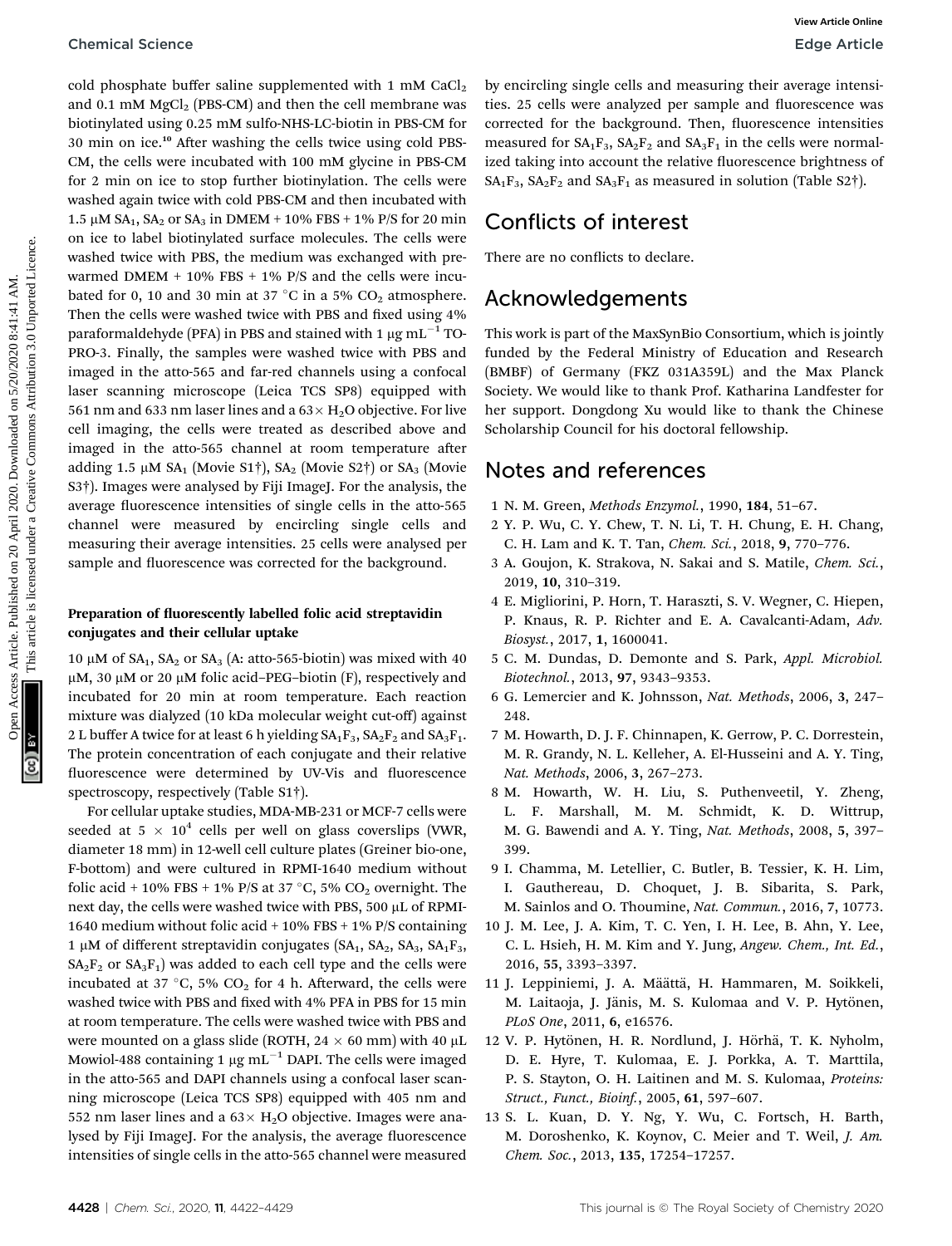cold phosphate buffer saline supplemented with 1 mM $CaCl_2$ and 0.1 mM $MgCl_2$ (PBS-CM) and then the cell membrane was biotinylated using 0.25 mM sulfo-NHS-LC-biotin in PBS-CM for 30 min on ice.[10] After washing the cells twice using cold PBS-CM, the cells were incubated with 100 mM glycine in PBS-CM for 2 min on ice to stop further biotinylation. The cells were washed again twice with cold PBS-CM and then incubated with 1.5 μM $SA_1$, $SA_2$ or $SA_3$ in DMEM + 10% FBS + 1% P/S for 20 min on ice to label biotinylated surface molecules. The cells were washed twice with PBS, the medium was exchanged with pre-warmed DMEM + 10% FBS + 1% P/S and the cells were incubated for 0, 10 and 30 min at 37 °C in a 5% $CO_2$ atmosphere. Then the cells were washed twice with PBS and fixed using 4% paraformaldehyde (PFA) in PBS and stained with 1 μg $mL^{-1}$ TO-PRO-3. Finally, the samples were washed twice with PBS and imaged in the atto-565 and far-red channels using a confocal laser scanning microscope (Leica TCS SP8) equipped with 561 nm and 633 nm laser lines and a 63× $H_2O$ objective. For live cell imaging, the cells were treated as described above and imaged in the atto-565 channel at room temperature after adding 1.5 μM $SA_1$ (Movie S1†), $SA_2$ (Movie S2†) or $SA_3$ (Movie S3†). Images were analysed by Fiji ImageJ. For the analysis, the average fluorescence intensities of single cells in the atto-565 channel were measured by encircling single cells and measuring their average intensities. 25 cells were analysed per sample and fluorescence was corrected for the background.

### Preparation of fluorescently labelled folic acid streptavidin conjugates and their cellular uptake

10 μM of $SA_1$, $SA_2$ or $SA_3$ (A: atto-565-biotin) was mixed with 40 μM, 30 μM or 20 μM folic acid–PEG–biotin (F), respectively and incubated for 20 min at room temperature. Each reaction mixture was dialyzed (10 kDa molecular weight cut-off) against 2 L buffer A twice for at least 6 h yielding $SA_1F_3$, $SA_2F_2$ and $SA_3F_1$. The protein concentration of each conjugate and their relative fluorescence were determined by UV-Vis and fluorescence spectroscopy, respectively (Table S1†).

For cellular uptake studies, MDA-MB-231 or MCF-7 cells were seeded at $5 \times 10^4$ cells per well on glass coverslips (VWR, diameter 18 mm) in 12-well cell culture plates (Greiner bio-one, F-bottom) and were cultured in RPMI-1640 medium without folic acid + 10% FBS + 1% P/S at 37 °C, 5% $CO_2$ overnight. The next day, the cells were washed twice with PBS, 500 μL of RPMI-1640 medium without folic acid + 10% FBS + 1% P/S containing 1 μM of different streptavidin conjugates ($SA_1$, $SA_2$, $SA_3$, $SA_1F_3$, $SA_2F_2$ or $SA_3F_1$) was added to each cell type and the cells were incubated at 37 °C, 5% $CO_2$ for 4 h. Afterward, the cells were washed twice with PBS and fixed with 4% PFA in PBS for 15 min at room temperature. The cells were washed twice with PBS and were mounted on a glass slide (ROTH, 24 × 60 mm) with 40 μL Mowiol-488 containing 1 μg $mL^{-1}$ DAPI. The cells were imaged in the atto-565 and DAPI channels using a confocal laser scanning microscope (Leica TCS SP8) equipped with 405 nm and 552 nm laser lines and a 63× $H_2O$ objective. Images were analysed by Fiji ImageJ. For the analysis, the average fluorescence intensities of single cells in the atto-565 channel were measured by encircling single cells and measuring their average intensities. 25 cells were analyzed per sample and fluorescence was corrected for the background. Then, fluorescence intensities measured for $SA_1F_3$, $SA_2F_2$ and $SA_3F_1$ in the cells were normalized taking into account the relative fluorescence brightness of $SA_1F_3$, $SA_2F_2$ and $SA_3F_1$ as measured in solution (Table S2†).

## Conflicts of interest

There are no conflicts to declare.

## Acknowledgements

This work is part of the MaxSynBio Consortium, which is jointly funded by the Federal Ministry of Education and Research (BMBF) of Germany (FKZ 031A359L) and the Max Planck Society. We would like to thank Prof. Katharina Landfester for her support. Dongdong Xu would like to thank the Chinese Scholarship Council for his doctoral fellowship.

## Notes and references

1. N. M. Green, *Methods Enzymol.*, 1990, **184**, 51–67.
2. Y. P. Wu, C. Y. Chew, T. N. Li, T. H. Chung, E. H. Chang, C. H. Lam and K. T. Tan, *Chem. Sci.*, 2018, **9**, 770–776.
3. A. Goujon, K. Strakova, N. Sakai and S. Matile, *Chem. Sci.*, 2019, **10**, 310–319.
4. E. Migliorini, P. Horn, T. Haraszti, S. V. Wegner, C. Hiepen, P. Knaus, R. P. Richter and E. A. Cavalcanti-Adam, *Adv. Biosyst.*, 2017, **1**, 1600041.
5. C. M. Dundas, D. Demonte and S. Park, *Appl. Microbiol. Biotechnol.*, 2013, **97**, 9343–9353.
6. G. Lemercier and K. Johnsson, *Nat. Methods*, 2006, **3**, 247–248.
7. M. Howarth, D. J. F. Chinnapen, K. Gerrow, P. C. Dorrestein, M. R. Grandy, N. L. Kelleher, A. El-Husseini and A. Y. Ting, *Nat. Methods*, 2006, **3**, 267–273.
8. M. Howarth, W. H. Liu, S. Puthenveetil, Y. Zheng, L. F. Marshall, M. M. Schmidt, K. D. Wittrup, M. G. Bawendi and A. Y. Ting, *Nat. Methods*, 2008, **5**, 397–399.
9. I. Chamma, M. Letellier, C. Butler, B. Tessier, K. H. Lim, I. Gauthereau, D. Choquet, J. B. Sibarita, S. Park, M. Sainlos and O. Thoumine, *Nat. Commun.*, 2016, **7**, 10773.
10. J. M. Lee, J. A. Kim, T. C. Yen, I. H. Lee, B. Ahn, Y. Lee, C. L. Hsieh, H. M. Kim and Y. Jung, *Angew. Chem., Int. Ed.*, 2016, **55**, 3393–3397.
11. J. Leppiniemi, J. A. Määttä, H. Hammaren, M. Soikkeli, M. Laitaoja, J. Jänis, M. S. Kulomaa and V. P. Hytönen, *PLoS One*, 2011, **6**, e16576.
12. V. P. Hytönen, H. R. Nordlund, J. Hörhä, T. K. Nyholm, D. E. Hyre, T. Kulomaa, E. J. Porkka, A. T. Marttila, P. S. Stayton, O. H. Laitinen and M. S. Kulomaa, *Proteins: Struct., Funct., Bioinf.*, 2005, **61**, 597–607.
13. S. L. Kuan, D. Y. Ng, Y. Wu, C. Fortsch, H. Barth, M. Doroshenko, K. Koynov, C. Meier and T. Weil, *J. Am. Chem. Soc.*, 2013, **135**, 17254–17257.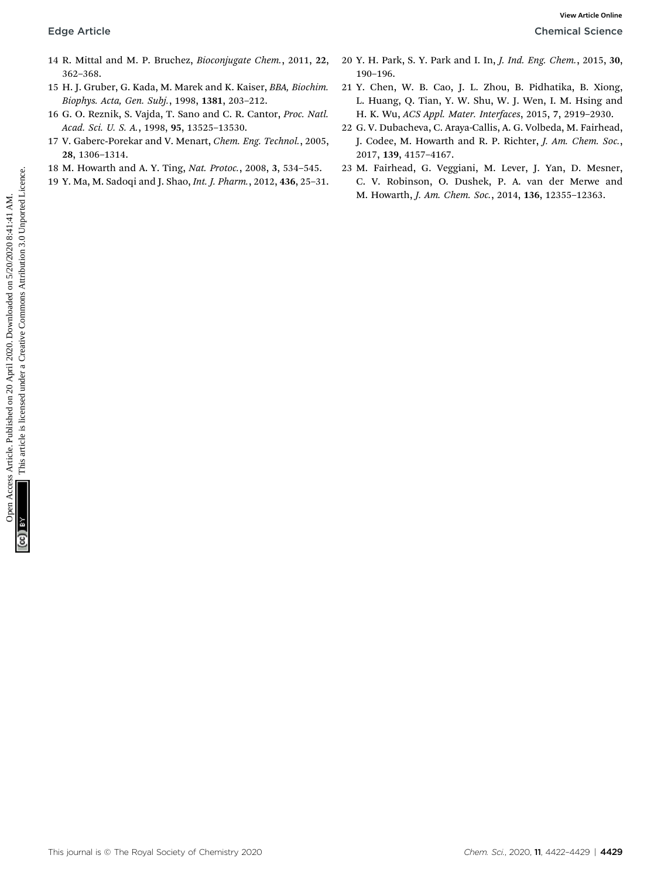14 R. Mittal and M. P. Bruchez, *Bioconjugate Chem.*, 2011, **22**, 362–368.

15 H. J. Gruber, G. Kada, M. Marek and K. Kaiser, *BBA, Biochim. Biophys. Acta, Gen. Subj.*, 1998, **1381**, 203–212.

16 G. O. Reznik, S. Vajda, T. Sano and C. R. Cantor, *Proc. Natl. Acad. Sci. U. S. A.*, 1998, **95**, 13525–13530.

17 V. Gaberc-Porekar and V. Menart, *Chem. Eng. Technol.*, 2005, **28**, 1306–1314.

18 M. Howarth and A. Y. Ting, *Nat. Protoc.*, 2008, **3**, 534–545.

19 Y. Ma, M. Sadoqi and J. Shao, *Int. J. Pharm.*, 2012, **436**, 25–31.

20 Y. H. Park, S. Y. Park and I. In, *J. Ind. Eng. Chem.*, 2015, **30**, 190–196.

21 Y. Chen, W. B. Cao, J. L. Zhou, B. Pidhatika, B. Xiong, L. Huang, Q. Tian, Y. W. Shu, W. J. Wen, I. M. Hsing and H. K. Wu, *ACS Appl. Mater. Interfaces*, 2015, **7**, 2919–2930.

22 G. V. Dubacheva, C. Araya-Callis, A. G. Volbeda, M. Fairhead, J. Codee, M. Howarth and R. P. Richter, *J. Am. Chem. Soc.*, 2017, **139**, 4157–4167.

23 M. Fairhead, G. Veggiani, M. Lever, J. Yan, D. Mesner, C. V. Robinson, O. Dushek, P. A. van der Merwe and M. Howarth, *J. Am. Chem. Soc.*, 2014, **136**, 12355–12363.